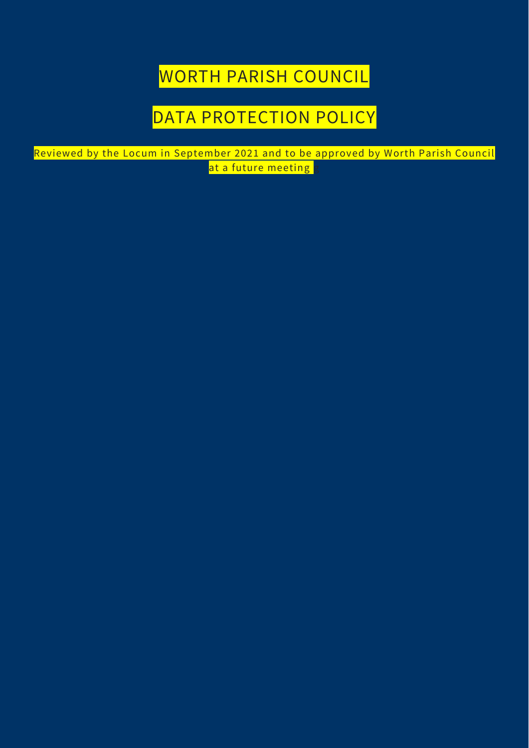# WORTH PARISH COUNCIL

# DATA PROTECTION POLICY

Reviewed by the Locum in September 2021 and to be approved by Worth Parish Council at a future meeting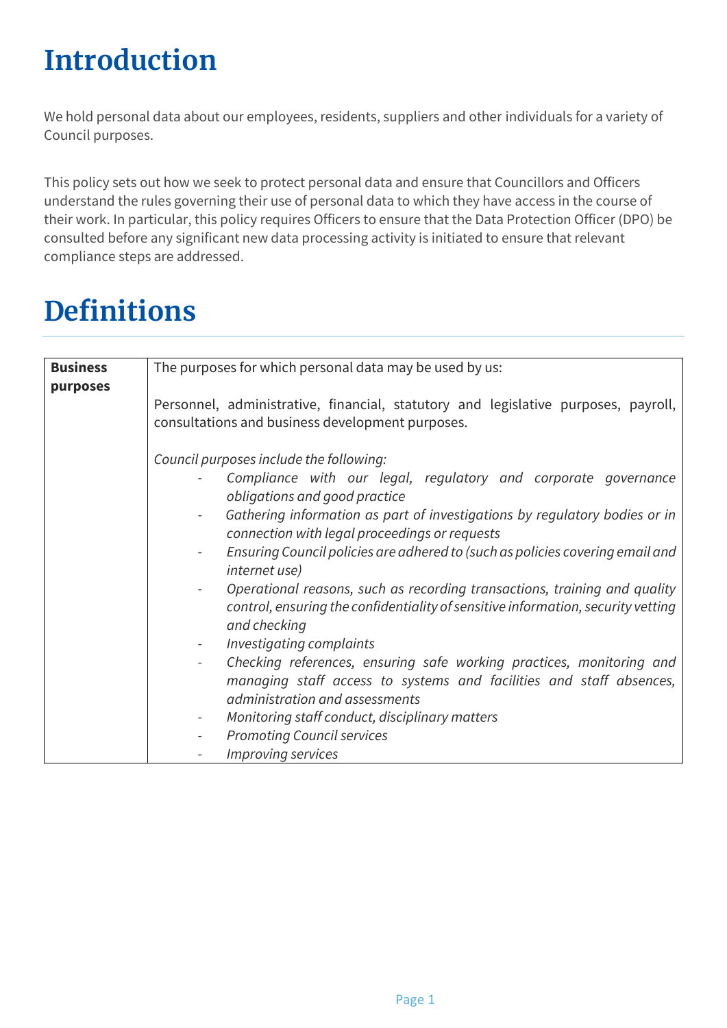# Introduction

We hold personal data about our employees, residents, suppliers and other individuals for a variety of Council purposes.

This policy sets out how we seek to protect personal data and ensure that Councillors and Officers understand the rules governing their use of personal data to which they have access in the course of their work. In particular, this policy requires Officers to ensure that the Data Protection Officer (DPO) be consulted before any significant new data processing activity is initiated to ensure that relevant compliance steps are addressed.

# Definitions

| **Business purposes** | The purposes for which personal data may be used by us:<br><br>Personnel, administrative, financial, statutory and legislative purposes, payroll, consultations and business development purposes.<br><br>*Council purposes include the following:*<br>- *Compliance with our legal, regulatory and corporate governance obligations and good practice*<br>- *Gathering information as part of investigations by regulatory bodies or in connection with legal proceedings or requests*<br>- *Ensuring Council policies are adhered to (such as policies covering email and internet use)*<br>- *Operational reasons, such as recording transactions, training and quality control, ensuring the confidentiality of sensitive information, security vetting and checking*<br>- *Investigating complaints*<br>- *Checking references, ensuring safe working practices, monitoring and managing staff access to systems and facilities and staff absences, administration and assessments*<br>- *Monitoring staff conduct, disciplinary matters*<br>- *Promoting Council services*<br>- *Improving services* |
|---|---|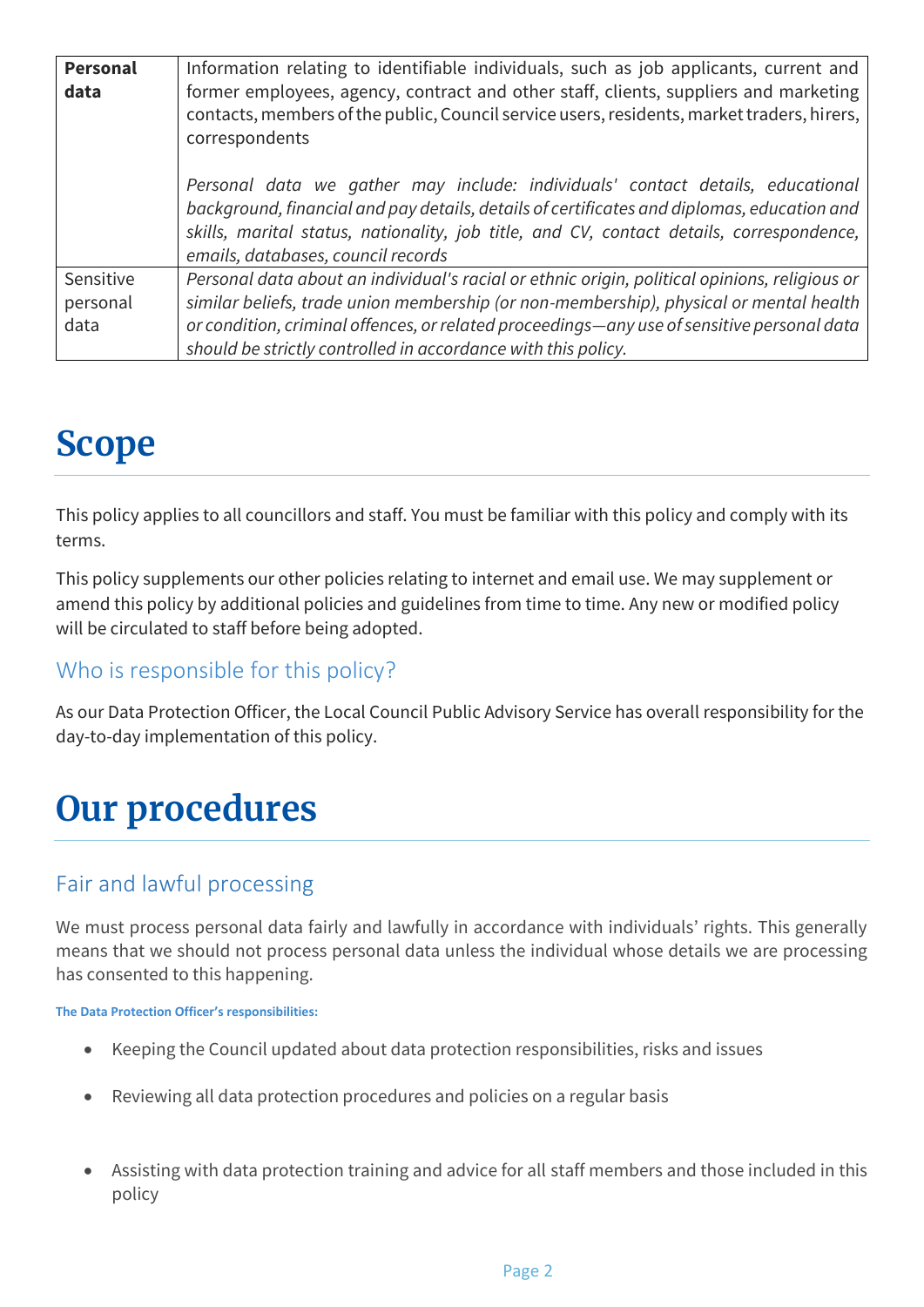| **Personal data** | Information relating to identifiable individuals, such as job applicants, current and former employees, agency, contract and other staff, clients, suppliers and marketing contacts, members of the public, Council service users, residents, market traders, hirers, correspondents<br><br>*Personal data we gather may include: individuals' contact details, educational background, financial and pay details, details of certificates and diplomas, education and skills, marital status, nationality, job title, and CV, contact details, correspondence, emails, databases, council records* |
|---|---|
| Sensitive personal data | *Personal data about an individual's racial or ethnic origin, political opinions, religious or similar beliefs, trade union membership (or non-membership), physical or mental health or condition, criminal offences, or related proceedings—any use of sensitive personal data should be strictly controlled in accordance with this policy.* |

# Scope

This policy applies to all councillors and staff. You must be familiar with this policy and comply with its terms.

This policy supplements our other policies relating to internet and email use. We may supplement or amend this policy by additional policies and guidelines from time to time. Any new or modified policy will be circulated to staff before being adopted.

## Who is responsible for this policy?

As our Data Protection Officer, the Local Council Public Advisory Service has overall responsibility for the day-to-day implementation of this policy.

# Our procedures

## Fair and lawful processing

We must process personal data fairly and lawfully in accordance with individuals' rights. This generally means that we should not process personal data unless the individual whose details we are processing has consented to this happening.

**The Data Protection Officer's responsibilities:**

- Keeping the Council updated about data protection responsibilities, risks and issues
- Reviewing all data protection procedures and policies on a regular basis
- Assisting with data protection training and advice for all staff members and those included in this policy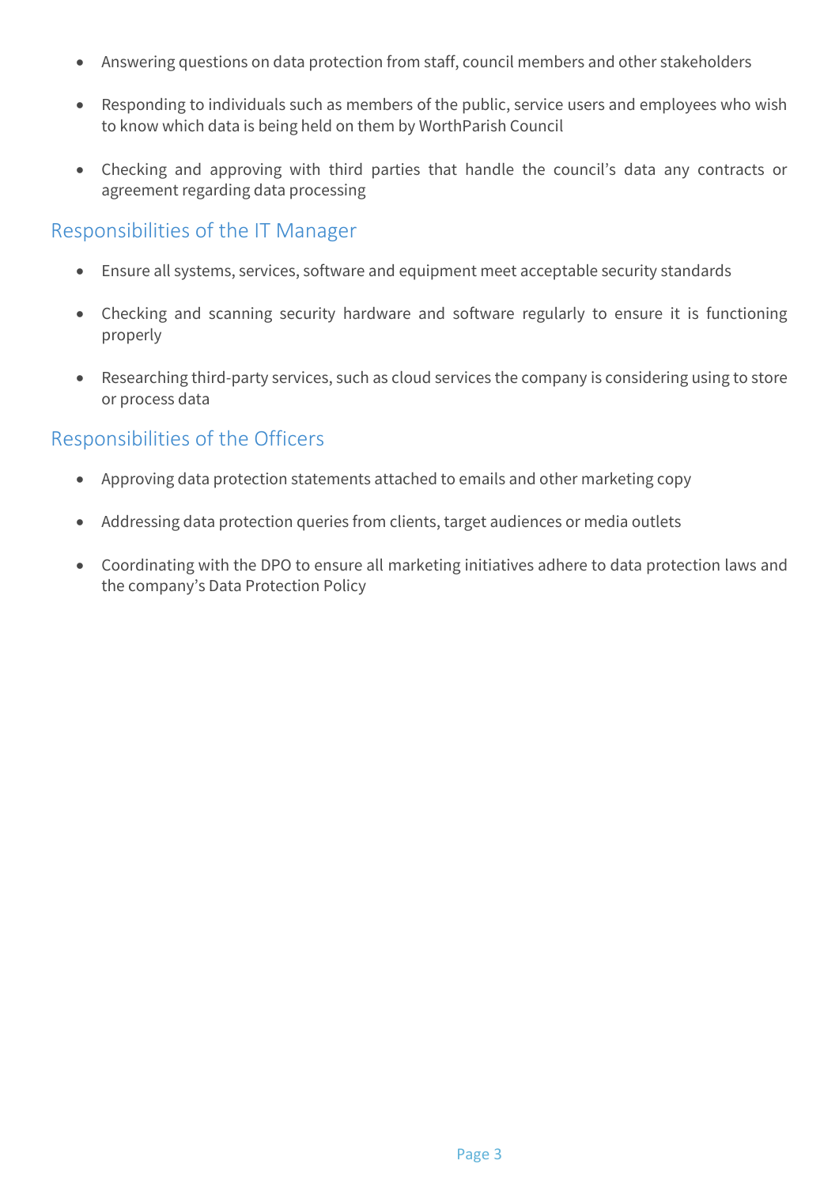- Answering questions on data protection from staff, council members and other stakeholders
- Responding to individuals such as members of the public, service users and employees who wish to know which data is being held on them by WorthParish Council
- Checking and approving with third parties that handle the council's data any contracts or agreement regarding data processing

## Responsibilities of the IT Manager

- Ensure all systems, services, software and equipment meet acceptable security standards
- Checking and scanning security hardware and software regularly to ensure it is functioning properly
- Researching third-party services, such as cloud services the company is considering using to store or process data

## Responsibilities of the Officers

- Approving data protection statements attached to emails and other marketing copy
- Addressing data protection queries from clients, target audiences or media outlets
- Coordinating with the DPO to ensure all marketing initiatives adhere to data protection laws and the company's Data Protection Policy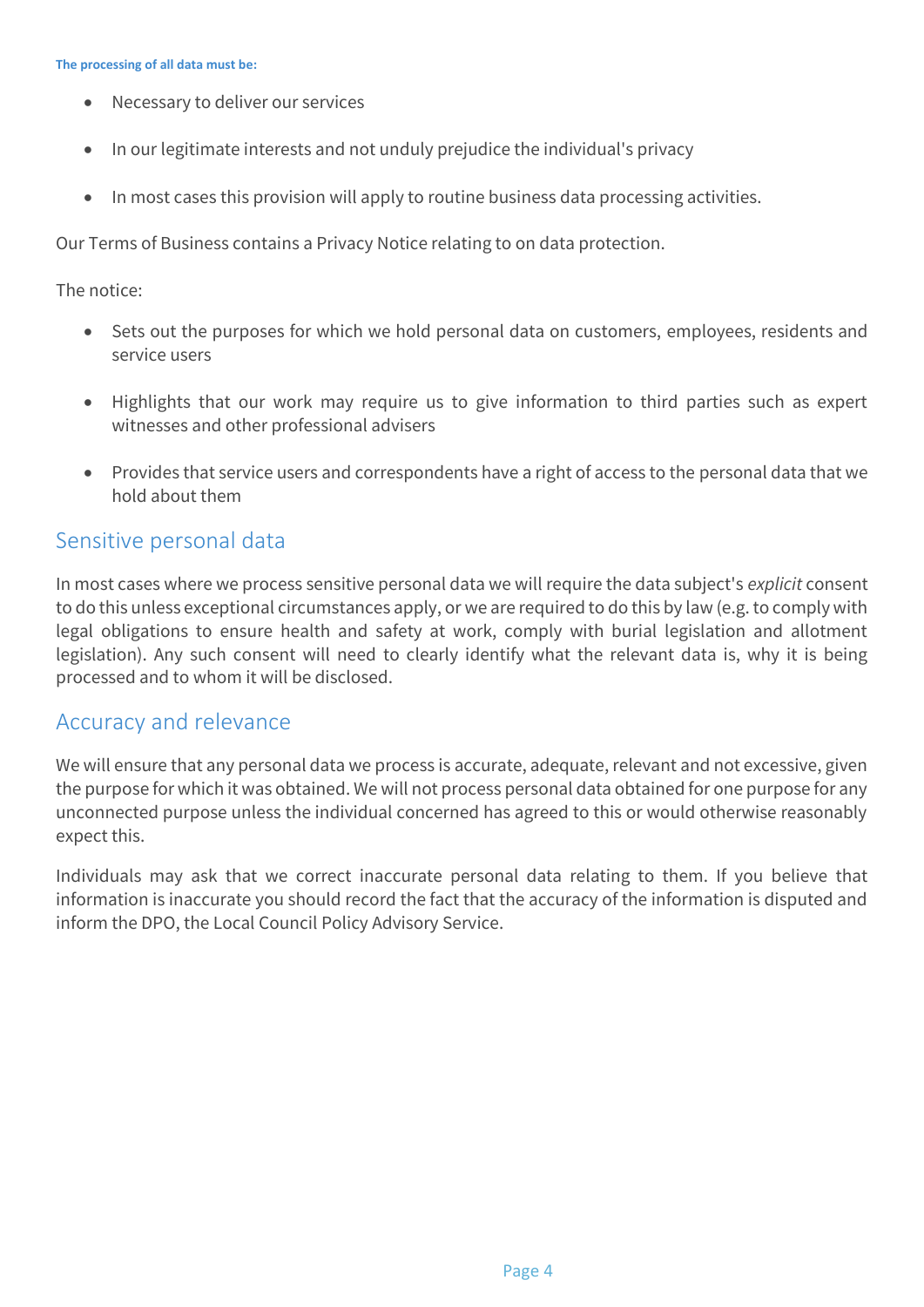**The processing of all data must be:**

- Necessary to deliver our services
- In our legitimate interests and not unduly prejudice the individual's privacy
- In most cases this provision will apply to routine business data processing activities.

Our Terms of Business contains a Privacy Notice relating to on data protection.

The notice:

- Sets out the purposes for which we hold personal data on customers, employees, residents and service users
- Highlights that our work may require us to give information to third parties such as expert witnesses and other professional advisers
- Provides that service users and correspondents have a right of access to the personal data that we hold about them

## Sensitive personal data

In most cases where we process sensitive personal data we will require the data subject's *explicit* consent to do this unless exceptional circumstances apply, or we are required to do this by law (e.g. to comply with legal obligations to ensure health and safety at work, comply with burial legislation and allotment legislation). Any such consent will need to clearly identify what the relevant data is, why it is being processed and to whom it will be disclosed.

## Accuracy and relevance

We will ensure that any personal data we process is accurate, adequate, relevant and not excessive, given the purpose for which it was obtained. We will not process personal data obtained for one purpose for any unconnected purpose unless the individual concerned has agreed to this or would otherwise reasonably expect this.

Individuals may ask that we correct inaccurate personal data relating to them. If you believe that information is inaccurate you should record the fact that the accuracy of the information is disputed and inform the DPO, the Local Council Policy Advisory Service.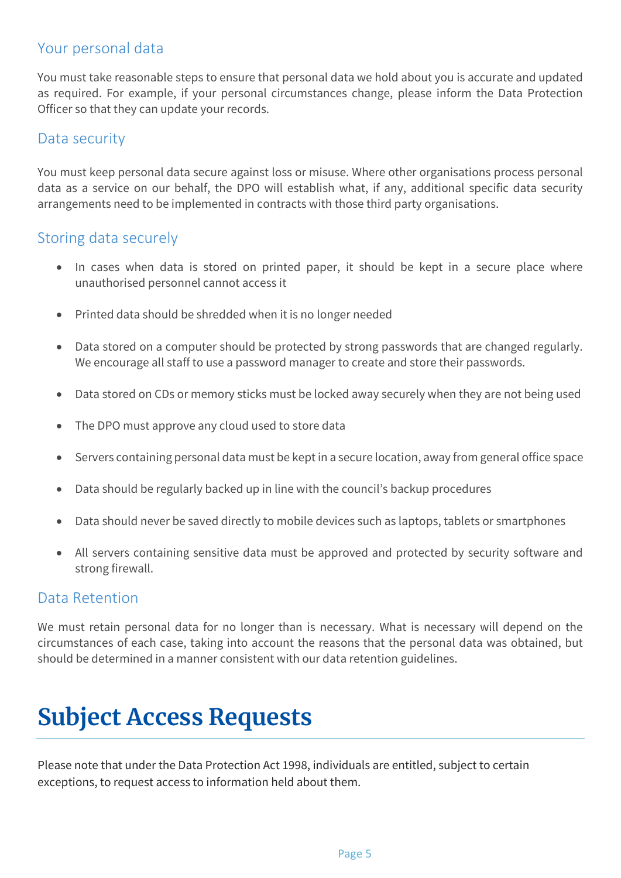## Your personal data

You must take reasonable steps to ensure that personal data we hold about you is accurate and updated as required. For example, if your personal circumstances change, please inform the Data Protection Officer so that they can update your records.

## Data security

You must keep personal data secure against loss or misuse. Where other organisations process personal data as a service on our behalf, the DPO will establish what, if any, additional specific data security arrangements need to be implemented in contracts with those third party organisations.

## Storing data securely

- In cases when data is stored on printed paper, it should be kept in a secure place where unauthorised personnel cannot access it
- Printed data should be shredded when it is no longer needed
- Data stored on a computer should be protected by strong passwords that are changed regularly. We encourage all staff to use a password manager to create and store their passwords.
- Data stored on CDs or memory sticks must be locked away securely when they are not being used
- The DPO must approve any cloud used to store data
- Servers containing personal data must be kept in a secure location, away from general office space
- Data should be regularly backed up in line with the council's backup procedures
- Data should never be saved directly to mobile devices such as laptops, tablets or smartphones
- All servers containing sensitive data must be approved and protected by security software and strong firewall.

## Data Retention

We must retain personal data for no longer than is necessary. What is necessary will depend on the circumstances of each case, taking into account the reasons that the personal data was obtained, but should be determined in a manner consistent with our data retention guidelines.

# Subject Access Requests

Please note that under the Data Protection Act 1998, individuals are entitled, subject to certain exceptions, to request access to information held about them.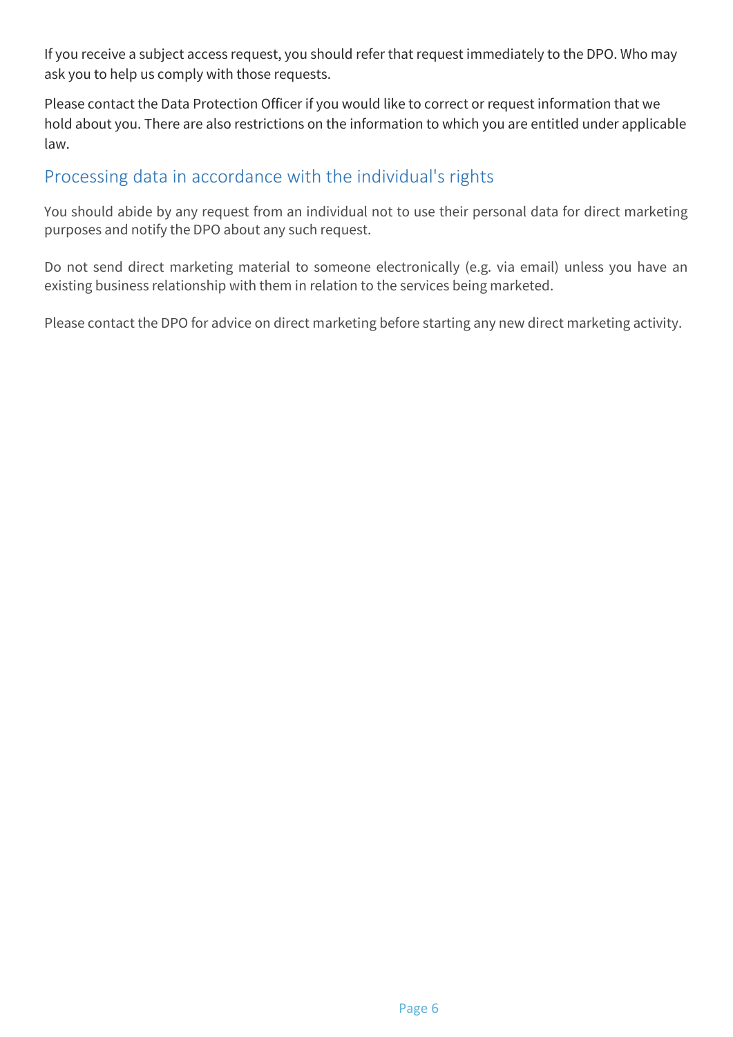If you receive a subject access request, you should refer that request immediately to the DPO. Who may ask you to help us comply with those requests.

Please contact the Data Protection Officer if you would like to correct or request information that we hold about you. There are also restrictions on the information to which you are entitled under applicable law.

## Processing data in accordance with the individual's rights

You should abide by any request from an individual not to use their personal data for direct marketing purposes and notify the DPO about any such request.

Do not send direct marketing material to someone electronically (e.g. via email) unless you have an existing business relationship with them in relation to the services being marketed.

Please contact the DPO for advice on direct marketing before starting any new direct marketing activity.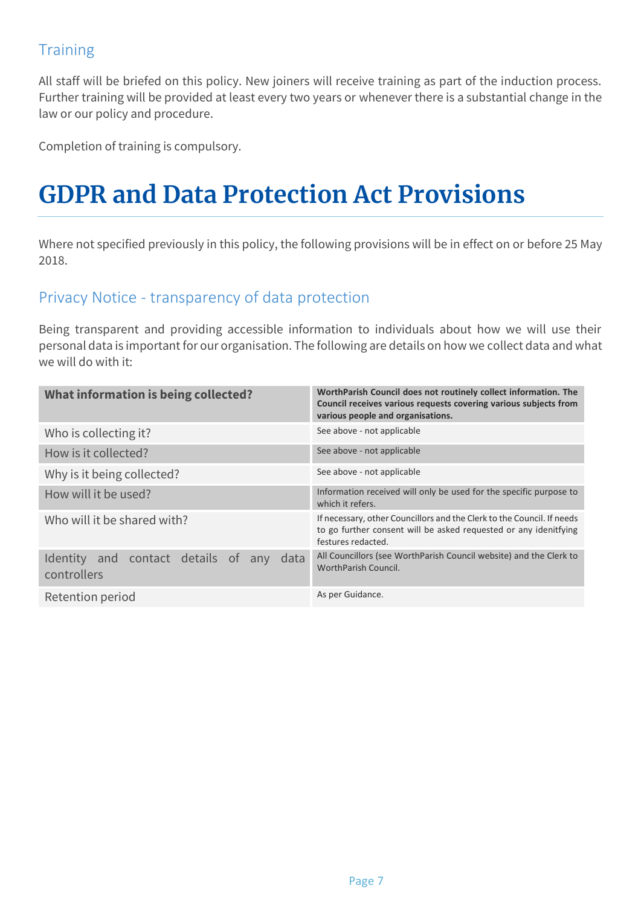## Training

All staff will be briefed on this policy. New joiners will receive training as part of the induction process. Further training will be provided at least every two years or whenever there is a substantial change in the law or our policy and procedure.

Completion of training is compulsory.

# GDPR and Data Protection Act Provisions

Where not specified previously in this policy, the following provisions will be in effect on or before 25 May 2018.

## Privacy Notice - transparency of data protection

Being transparent and providing accessible information to individuals about how we will use their personal data is important for our organisation. The following are details on how we collect data and what we will do with it:

| **What information is being collected?** | **WorthParish Council does not routinely collect information. The Council receives various requests covering various subjects from various people and organisations.** |
|---|---|
| Who is collecting it? | See above - not applicable |
| How is it collected? | See above - not applicable |
| Why is it being collected? | See above - not applicable |
| How will it be used? | Information received will only be used for the specific purpose to which it refers. |
| Who will it be shared with? | If necessary, other Councillors and the Clerk to the Council. If needs to go further consent will be asked requested or any idenitfying festures redacted. |
| Identity and contact details of any data controllers | All Councillors (see WorthParish Council website) and the Clerk to WorthParish Council. |
| Retention period | As per Guidance. |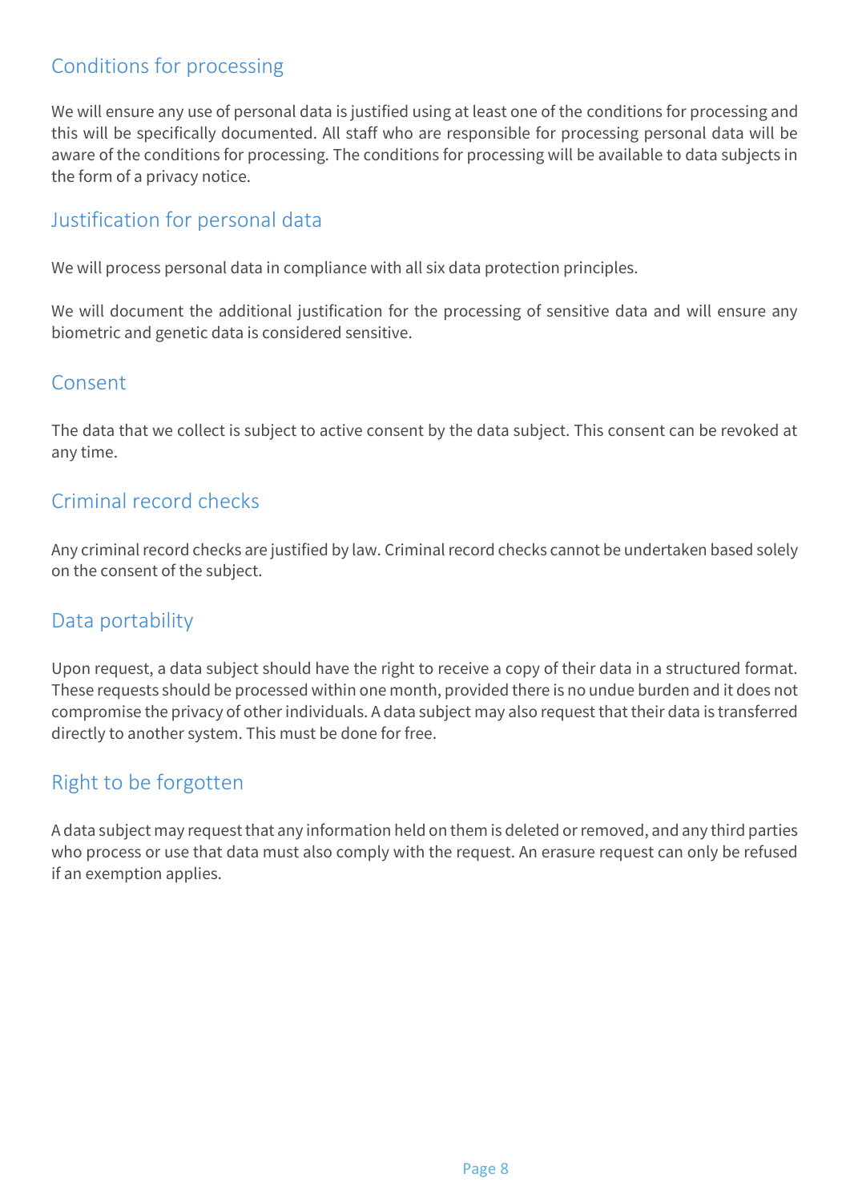## Conditions for processing

We will ensure any use of personal data is justified using at least one of the conditions for processing and this will be specifically documented. All staff who are responsible for processing personal data will be aware of the conditions for processing. The conditions for processing will be available to data subjects in the form of a privacy notice.

## Justification for personal data

We will process personal data in compliance with all six data protection principles.

We will document the additional justification for the processing of sensitive data and will ensure any biometric and genetic data is considered sensitive.

## Consent

The data that we collect is subject to active consent by the data subject. This consent can be revoked at any time.

## Criminal record checks

Any criminal record checks are justified by law. Criminal record checks cannot be undertaken based solely on the consent of the subject.

## Data portability

Upon request, a data subject should have the right to receive a copy of their data in a structured format. These requests should be processed within one month, provided there is no undue burden and it does not compromise the privacy of other individuals. A data subject may also request that their data is transferred directly to another system. This must be done for free.

## Right to be forgotten

A data subject may request that any information held on them is deleted or removed, and any third parties who process or use that data must also comply with the request. An erasure request can only be refused if an exemption applies.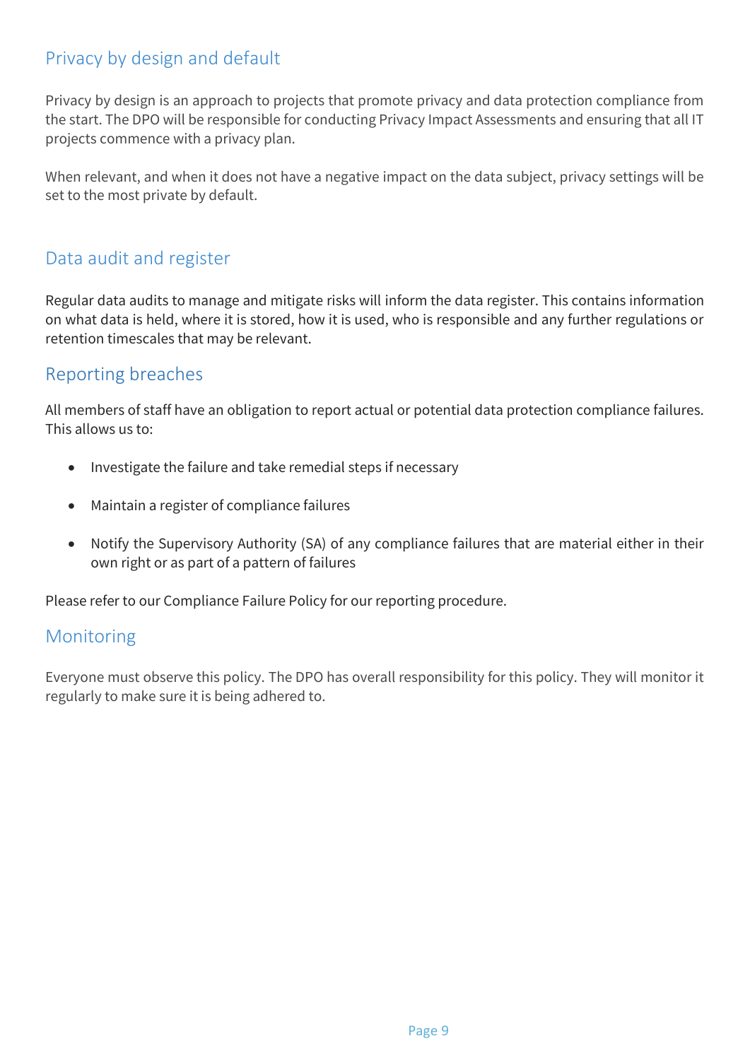## Privacy by design and default

Privacy by design is an approach to projects that promote privacy and data protection compliance from the start. The DPO will be responsible for conducting Privacy Impact Assessments and ensuring that all IT projects commence with a privacy plan.

When relevant, and when it does not have a negative impact on the data subject, privacy settings will be set to the most private by default.

## Data audit and register

Regular data audits to manage and mitigate risks will inform the data register. This contains information on what data is held, where it is stored, how it is used, who is responsible and any further regulations or retention timescales that may be relevant.

## Reporting breaches

All members of staff have an obligation to report actual or potential data protection compliance failures. This allows us to:

- Investigate the failure and take remedial steps if necessary
- Maintain a register of compliance failures
- Notify the Supervisory Authority (SA) of any compliance failures that are material either in their own right or as part of a pattern of failures

Please refer to our Compliance Failure Policy for our reporting procedure.

## Monitoring

Everyone must observe this policy. The DPO has overall responsibility for this policy. They will monitor it regularly to make sure it is being adhered to.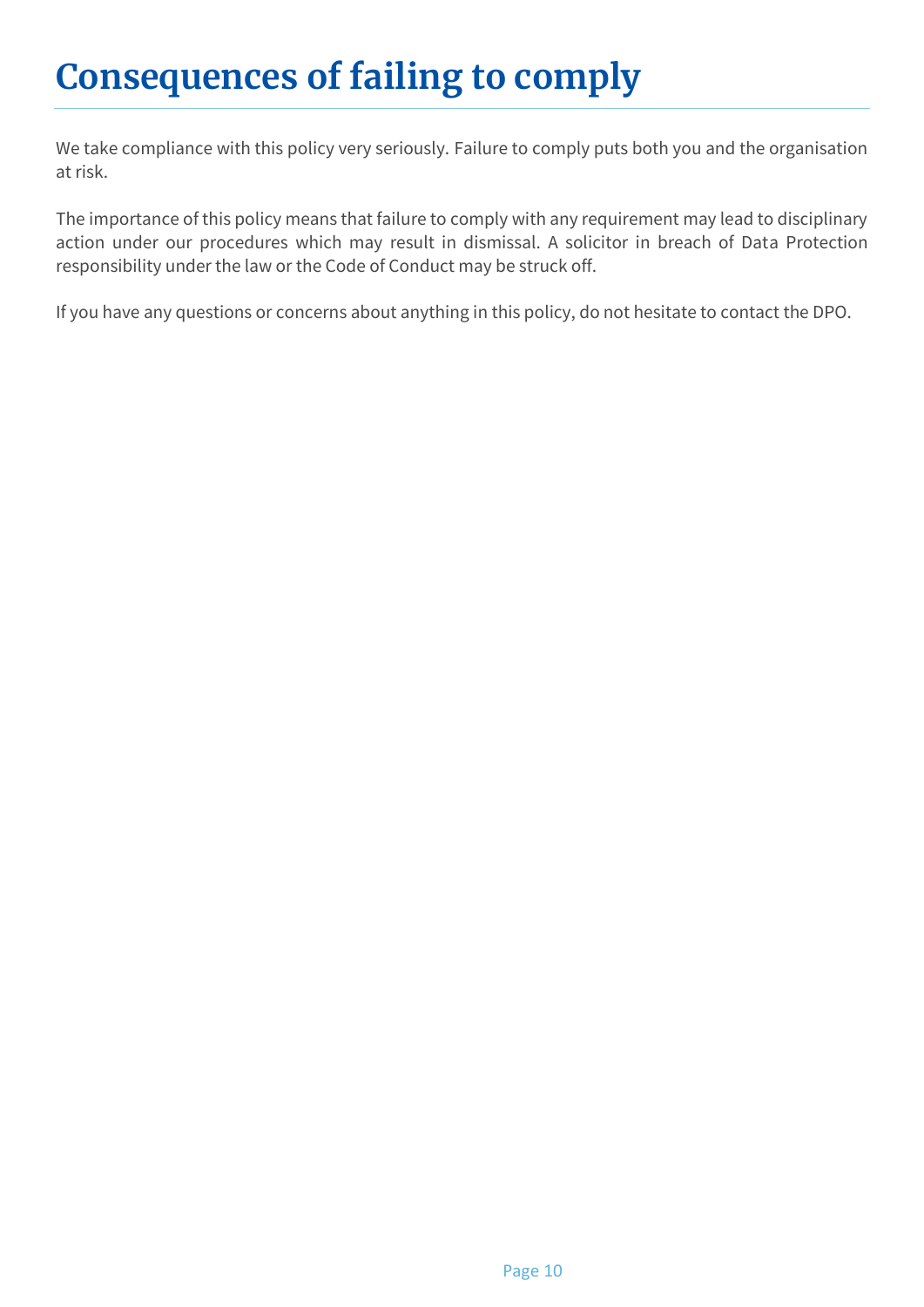# Consequences of failing to comply

We take compliance with this policy very seriously. Failure to comply puts both you and the organisation at risk.

The importance of this policy means that failure to comply with any requirement may lead to disciplinary action under our procedures which may result in dismissal. A solicitor in breach of Data Protection responsibility under the law or the Code of Conduct may be struck off.

If you have any questions or concerns about anything in this policy, do not hesitate to contact the DPO.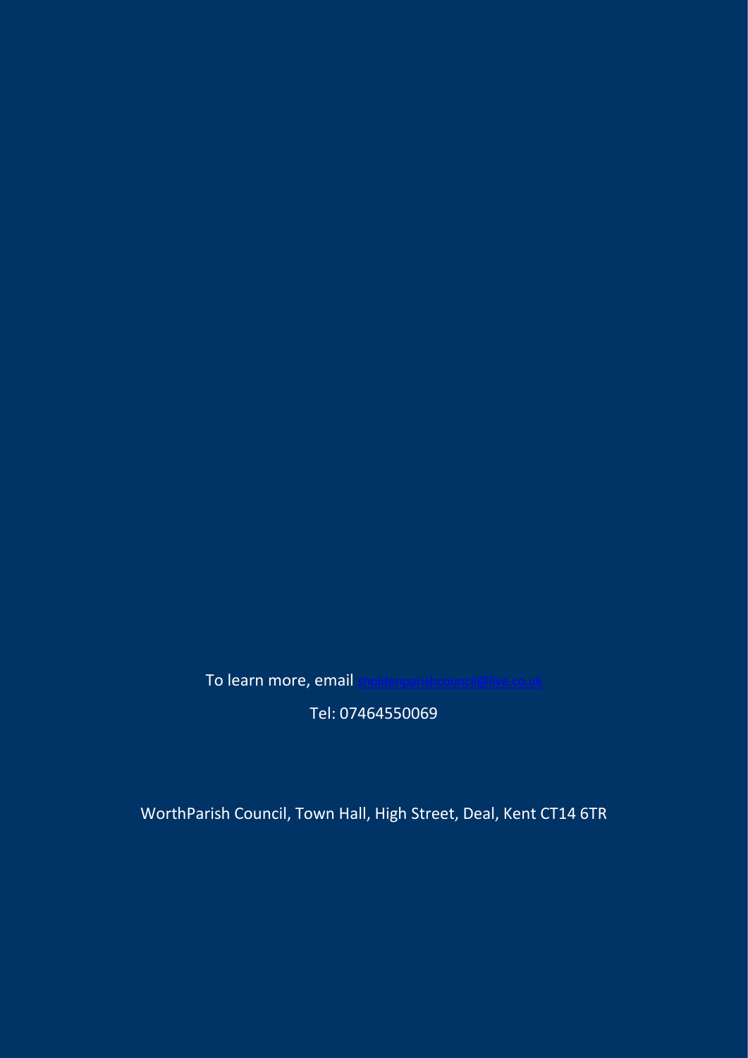To learn more, email sholdenparishcouncil@live.co.uk

Tel: 07464550069

WorthParish Council, Town Hall, High Street, Deal, Kent CT14 6TR